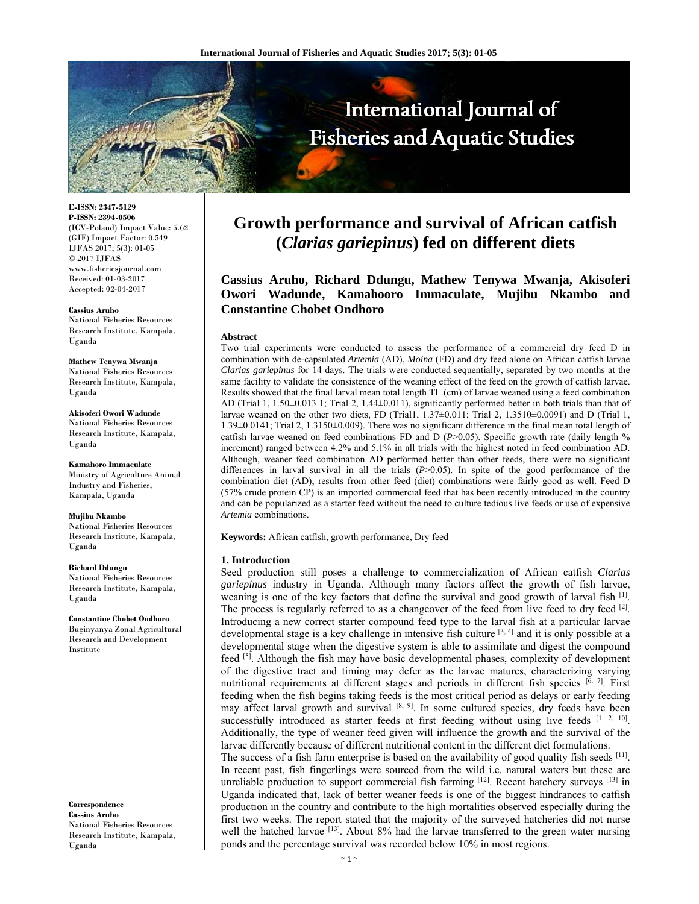# Growth performance and survival of African catfish (*Clarias gariepinus*) fed on different diets

**Cassius Aruho, Richard Ddungu, Mathew Tenywa Mwanja, Akisoferi Owori Wadunde, Kamahooro Immaculate, Mujibu Nkambo and Constantine Chobet Ondhoro**

**E-ISSN: 2347-5129**
**P-ISSN: 2394-0506**
(ICV-Poland) Impact Value: 5.62
(GIF) Impact Factor: 0.549
IJFAS 2017; 5(3): 01-05
© 2017 IJFAS
www.fisheriesjournal.com
Received: 01-03-2017
Accepted: 02-04-2017

**Cassius Aruho**
National Fisheries Resources Research Institute, Kampala, Uganda

**Mathew Tenywa Mwanja**
National Fisheries Resources Research Institute, Kampala, Uganda

**Akisoferi Owori Wadunde**
National Fisheries Resources Research Institute, Kampala, Uganda

**Kamahoro Immaculate**
Ministry of Agriculture Animal Industry and Fisheries, Kampala, Uganda

**Mujibu Nkambo**
National Fisheries Resources Research Institute, Kampala, Uganda

**Richard Ddungu**
National Fisheries Resources Research Institute, Kampala, Uganda

**Constantine Chobet Ondhoro**
Buginyanya Zonal Agricultural Research and Development Institute

**Correspondence**
**Cassius Aruho**
National Fisheries Resources Research Institute, Kampala, Uganda

## Abstract

Two trial experiments were conducted to assess the performance of a commercial dry feed D in combination with de-capsulated *Artemia* (AD), *Moina* (FD) and dry feed alone on African catfish larvae *Clarias gariepinus* for 14 days. The trials were conducted sequentially, separated by two months at the same facility to validate the consistence of the weaning effect of the feed on the growth of catfish larvae. Results showed that the final larval mean total length TL (cm) of larvae weaned using a feed combination AD (Trial 1, 1.50±0.013 1; Trial 2, 1.44±0.011), significantly performed better in both trials than that of larvae weaned on the other two diets, FD (Trial1, 1.37±0.011; Trial 2, 1.3510±0.0091) and D (Trial 1, 1.39±0.0141; Trial 2, 1.3150±0.009). There was no significant difference in the final mean total length of catfish larvae weaned on feed combinations FD and D ($P>0.05$). Specific growth rate (daily length % increment) ranged between 4.2% and 5.1% in all trials with the highest noted in feed combination AD. Although, weaner feed combination AD performed better than other feeds, there were no significant differences in larval survival in all the trials ($P>0.05$). In spite of the good performance of the combination diet (AD), results from other feed (diet) combinations were fairly good as well. Feed D (57% crude protein CP) is an imported commercial feed that has been recently introduced in the country and can be popularized as a starter feed without the need to culture tedious live feeds or use of expensive *Artemia* combinations.

**Keywords:** African catfish, growth performance, Dry feed

## 1. Introduction

Seed production still poses a challenge to commercialization of African catfish *Clarias gariepinus* industry in Uganda. Although many factors affect the growth of fish larvae, weaning is one of the key factors that define the survival and good growth of larval fish [1]. The process is regularly referred to as a changeover of the feed from live feed to dry feed [2]. Introducing a new correct starter compound feed type to the larval fish at a particular larvae developmental stage is a key challenge in intensive fish culture [3, 4] and it is only possible at a developmental stage when the digestive system is able to assimilate and digest the compound feed [5]. Although the fish may have basic developmental phases, complexity of development of the digestive tract and timing may defer as the larvae matures, characterizing varying nutritional requirements at different stages and periods in different fish species [6, 7]. First feeding when the fish begins taking feeds is the most critical period as delays or early feeding may affect larval growth and survival [8, 9]. In some cultured species, dry feeds have been successfully introduced as starter feeds at first feeding without using live feeds [1, 2, 10]. Additionally, the type of weaner feed given will influence the growth and the survival of the larvae differently because of different nutritional content in the different diet formulations.

The success of a fish farm enterprise is based on the availability of good quality fish seeds [11]. In recent past, fish fingerlings were sourced from the wild i.e. natural waters but these are unreliable production to support commercial fish farming [12]. Recent hatchery surveys [13] in Uganda indicated that, lack of better weaner feeds is one of the biggest hindrances to catfish production in the country and contribute to the high mortalities observed especially during the first two weeks. The report stated that the majority of the surveyed hatcheries did not nurse well the hatched larvae [13]. About 8% had the larvae transferred to the green water nursing ponds and the percentage survival was recorded below 10% in most regions.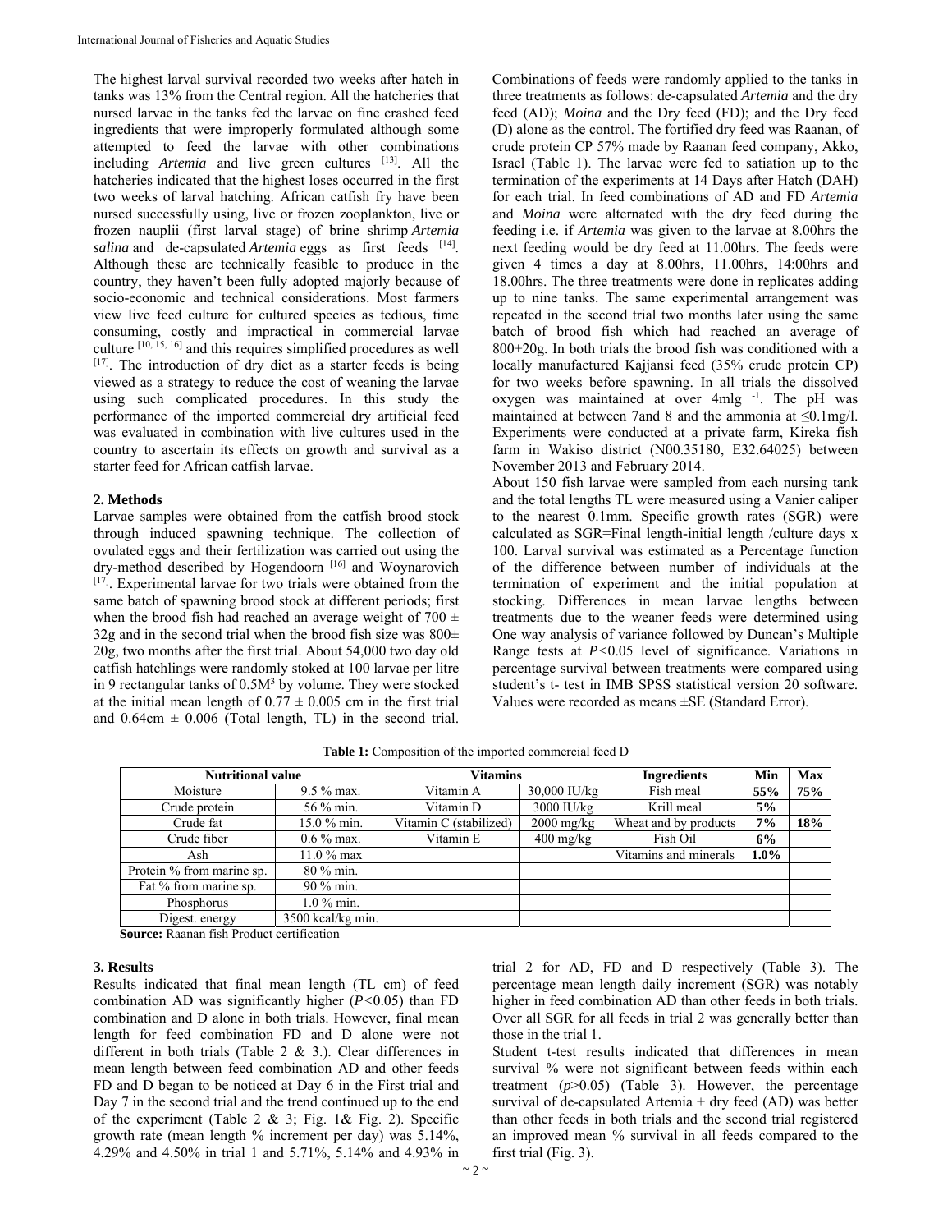The highest larval survival recorded two weeks after hatch in tanks was 13% from the Central region. All the hatcheries that nursed larvae in the tanks fed the larvae on fine crashed feed ingredients that were improperly formulated although some attempted to feed the larvae with other combinations including *Artemia* and live green cultures [13]. All the hatcheries indicated that the highest loses occurred in the first two weeks of larval hatching. African catfish fry have been nursed successfully using, live or frozen zooplankton, live or frozen nauplii (first larval stage) of brine shrimp *Artemia salina* and de-capsulated *Artemia* eggs as first feeds [14]. Although these are technically feasible to produce in the country, they haven't been fully adopted majorly because of socio-economic and technical considerations. Most farmers view live feed culture for cultured species as tedious, time consuming, costly and impractical in commercial larvae culture [10, 15, 16] and this requires simplified procedures as well [17]. The introduction of dry diet as a starter feeds is being viewed as a strategy to reduce the cost of weaning the larvae using such complicated procedures. In this study the performance of the imported commercial dry artificial feed was evaluated in combination with live cultures used in the country to ascertain its effects on growth and survival as a starter feed for African catfish larvae.

## 2. Methods

Larvae samples were obtained from the catfish brood stock through induced spawning technique. The collection of ovulated eggs and their fertilization was carried out using the dry-method described by Hogendoorn [16] and Woynarovich [17]. Experimental larvae for two trials were obtained from the same batch of spawning brood stock at different periods; first when the brood fish had reached an average weight of 700 ± 32g and in the second trial when the brood fish size was 800± 20g, two months after the first trial. About 54,000 two day old catfish hatchlings were randomly stoked at 100 larvae per litre in 9 rectangular tanks of 0.5M$^3$ by volume. They were stocked at the initial mean length of 0.77 ± 0.005 cm in the first trial and 0.64cm ± 0.006 (Total length, TL) in the second trial. Combinations of feeds were randomly applied to the tanks in three treatments as follows: de-capsulated *Artemia* and the dry feed (AD); *Moina* and the Dry feed (FD); and the Dry feed (D) alone as the control. The fortified dry feed was Raanan, of crude protein CP 57% made by Raanan feed company, Akko, Israel (Table 1). The larvae were fed to satiation up to the termination of the experiments at 14 Days after Hatch (DAH) for each trial. In feed combinations of AD and FD *Artemia* and *Moina* were alternated with the dry feed during the feeding i.e. if *Artemia* was given to the larvae at 8.00hrs the next feeding would be dry feed at 11.00hrs. The feeds were given 4 times a day at 8.00hrs, 11.00hrs, 14:00hrs and 18.00hrs. The three treatments were done in replicates adding up to nine tanks. The same experimental arrangement was repeated in the second trial two months later using the same batch of brood fish which had reached an average of 800±20g. In both trials the brood fish was conditioned with a locally manufactured Kajjansi feed (35% crude protein CP) for two weeks before spawning. In all trials the dissolved oxygen was maintained at over 4mlg $^{-1}$. The pH was maintained at between 7and 8 and the ammonia at ≤0.1mg/l. Experiments were conducted at a private farm, Kireka fish farm in Wakiso district (N00.35180, E32.64025) between November 2013 and February 2014.

About 150 fish larvae were sampled from each nursing tank and the total lengths TL were measured using a Vanier caliper to the nearest 0.1mm. Specific growth rates (SGR) were calculated as SGR=Final length-initial length /culture days x 100. Larval survival was estimated as a Percentage function of the difference between number of individuals at the termination of experiment and the initial population at stocking. Differences in mean larvae lengths between treatments due to the weaner feeds were determined using One way analysis of variance followed by Duncan's Multiple Range tests at $P<0.05$ level of significance. Variations in percentage survival between treatments were compared using student's t- test in IMB SPSS statistical version 20 software. Values were recorded as means ±SE (Standard Error).

**Table 1:** Composition of the imported commercial feed D

| Nutritional value | | Vitamins | | Ingredients | Min | Max |
|---|---|---|---|---|---|---|
| Moisture | 9.5 % max. | Vitamin A | 30,000 IU/kg | Fish meal | **55%** | **75%** |
| Crude protein | 56 % min. | Vitamin D | 3000 IU/kg | Krill meal | **5%** | |
| Crude fat | 15.0 % min. | Vitamin C (stabilized) | 2000 mg/kg | Wheat and by products | **7%** | **18%** |
| Crude fiber | 0.6 % max. | Vitamin E | 400 mg/kg | Fish Oil | **6%** | |
| Ash | 11.0 % max | | | Vitamins and minerals | **1.0%** | |
| Protein % from marine sp. | 80 % min. | | | | | |
| Fat % from marine sp. | 90 % min. | | | | | |
| Phosphorus | 1.0 % min. | | | | | |
| Digest. energy | 3500 kcal/kg min. | | | | | |

**Source:** Raanan fish Product certification

## 3. Results

Results indicated that final mean length (TL cm) of feed combination AD was significantly higher ($P<0.05$) than FD combination and D alone in both trials. However, final mean length for feed combination FD and D alone were not different in both trials (Table 2 & 3.). Clear differences in mean length between feed combination AD and other feeds FD and D began to be noticed at Day 6 in the First trial and Day 7 in the second trial and the trend continued up to the end of the experiment (Table 2 & 3; Fig. 1& Fig. 2). Specific growth rate (mean length % increment per day) was 5.14%, 4.29% and 4.50% in trial 1 and 5.71%, 5.14% and 4.93% in trial 2 for AD, FD and D respectively (Table 3). The percentage mean length daily increment (SGR) was notably higher in feed combination AD than other feeds in both trials. Over all SGR for all feeds in trial 2 was generally better than those in the trial 1.

Student t-test results indicated that differences in mean survival % were not significant between feeds within each treatment ($p>0.05$) (Table 3). However, the percentage survival of de-capsulated Artemia + dry feed (AD) was better than other feeds in both trials and the second trial registered an improved mean % survival in all feeds compared to the first trial (Fig. 3).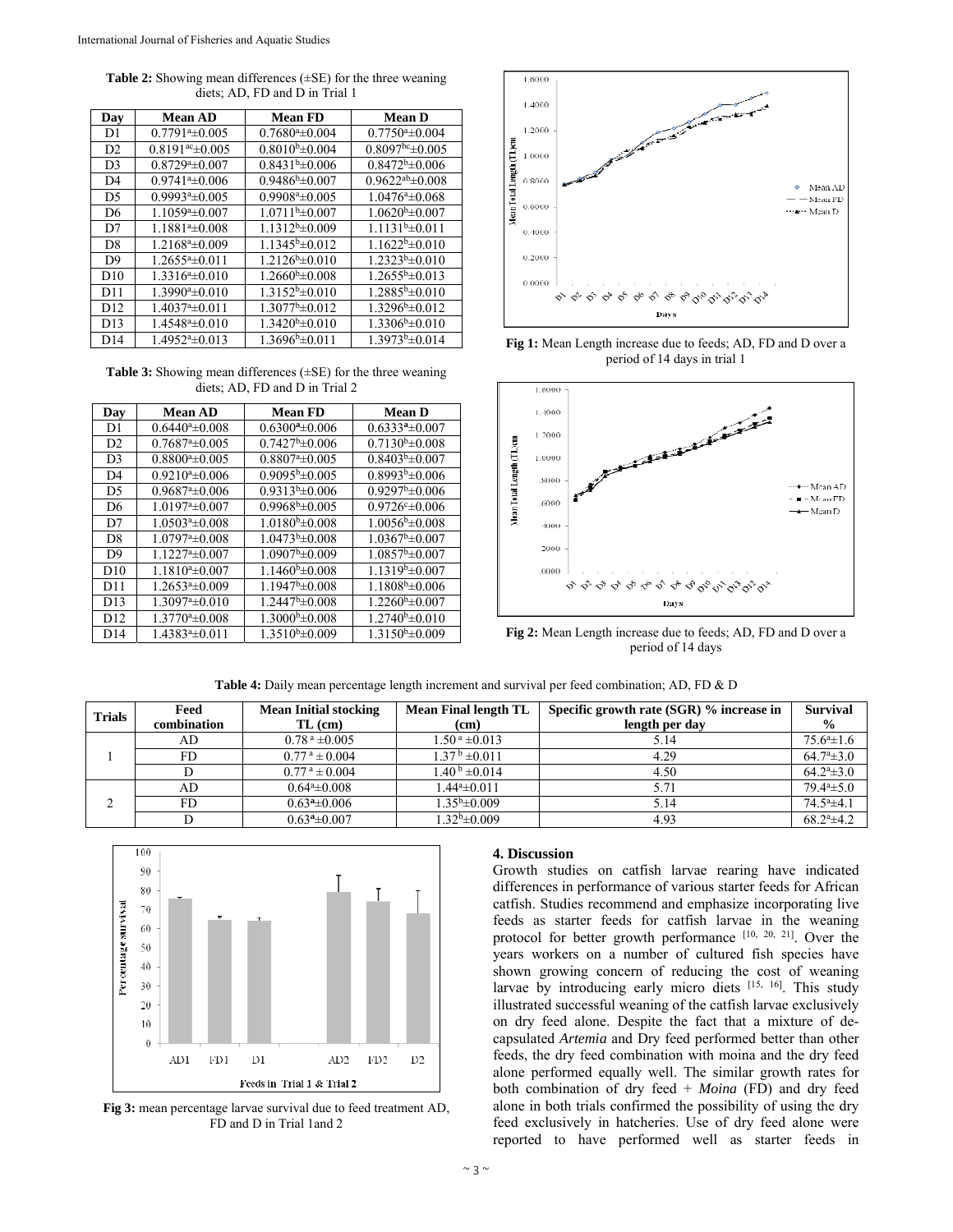**Table 2:** Showing mean differences (±SE) for the three weaning diets; AD, FD and D in Trial 1

| Day | Mean AD | Mean FD | Mean D |
|---|---|---|---|
| D1 | $0.7791^{a}$±0.005 | $0.7680^{a}$±0.004 | $0.7750^{a}$±0.004 |
| D2 | $0.8191^{ac}$±0.005 | $0.8010^{b}$±0.004 | $0.8097^{bc}$±0.005 |
| D3 | $0.8729^{a}$±0.007 | $0.8431^{b}$±0.006 | $0.8472^{b}$±0.006 |
| D4 | $0.9741^{a}$±0.006 | $0.9486^{b}$±0.007 | $0.9622^{ab}$±0.008 |
| D5 | $0.9993^{a}$±0.005 | $0.9908^{a}$±0.005 | $1.0476^{a}$±0.068 |
| D6 | $1.1059^{a}$±0.007 | $1.0711^{b}$±0.007 | $1.0620^{b}$±0.007 |
| D7 | $1.1881^{a}$±0.008 | $1.1312^{b}$±0.009 | $1.1131^{b}$±0.011 |
| D8 | $1.2168^{a}$±0.009 | $1.1345^{b}$±0.012 | $1.1622^{b}$±0.010 |
| D9 | $1.2655^{a}$±0.011 | $1.2126^{b}$±0.010 | $1.2323^{b}$±0.010 |
| D10 | $1.3316^{a}$±0.010 | $1.2660^{b}$±0.008 | $1.2655^{b}$±0.013 |
| D11 | $1.3990^{a}$±0.010 | $1.3152^{b}$±0.010 | $1.2885^{b}$±0.010 |
| D12 | $1.4037^{a}$±0.011 | $1.3077^{b}$±0.012 | $1.3296^{b}$±0.012 |
| D13 | $1.4548^{a}$±0.010 | $1.3420^{b}$±0.010 | $1.3306^{b}$±0.010 |
| D14 | $1.4952^{a}$±0.013 | $1.3696^{b}$±0.011 | $1.3973^{b}$±0.014 |

**Table 3:** Showing mean differences (±SE) for the three weaning diets; AD, FD and D in Trial 2

| Day | Mean AD | Mean FD | Mean D |
|---|---|---|---|
| D1 | $0.6440^{a}$±0.008 | $0.6300^{a}$±0.006 | $0.6333^{a}$±0.007 |
| D2 | $0.7687^{a}$±0.005 | $0.7427^{b}$±0.006 | $0.7130^{b}$±0.008 |
| D3 | $0.8800^{a}$±0.005 | $0.8807^{a}$±0.005 | $0.8403^{b}$±0.007 |
| D4 | $0.9210^{a}$±0.006 | $0.9095^{b}$±0.005 | $0.8993^{b}$±0.006 |
| D5 | $0.9687^{a}$±0.006 | $0.9313^{b}$±0.006 | $0.9297^{b}$±0.006 |
| D6 | $1.0197^{a}$±0.007 | $0.9968^{b}$±0.005 | $0.9726^{c}$±0.006 |
| D7 | $1.0503^{a}$±0.008 | $1.0180^{b}$±0.008 | $1.0056^{b}$±0.008 |
| D8 | $1.0797^{a}$±0.008 | $1.0473^{b}$±0.008 | $1.0367^{b}$±0.007 |
| D9 | $1.1227^{a}$±0.007 | $1.0907^{b}$±0.009 | $1.0857^{b}$±0.007 |
| D10 | $1.1810^{a}$±0.007 | $1.1460^{b}$±0.008 | $1.1319^{b}$±0.007 |
| D11 | $1.2653^{a}$±0.009 | $1.1947^{b}$±0.008 | $1.1808^{b}$±0.006 |
| D13 | $1.3097^{a}$±0.010 | $1.2447^{b}$±0.008 | $1.2260^{b}$±0.007 |
| D12 | $1.3770^{a}$±0.008 | $1.3000^{b}$±0.008 | $1.2740^{b}$±0.010 |
| D14 | $1.4383^{a}$±0.011 | $1.3510^{b}$±0.009 | $1.3150^{b}$±0.009 |

**Fig 1:** Mean Length increase due to feeds; AD, FD and D over a period of 14 days in trial 1

**Fig 2:** Mean Length increase due to feeds; AD, FD and D over a period of 14 days

**Table 4:** Daily mean percentage length increment and survival per feed combination; AD, FD & D

| Trials | Feed combination | Mean Initial stocking TL (cm) | Mean Final length TL (cm) | Specific growth rate (SGR) % increase in length per day | Survival % |
|---|---|---|---|---|---|
| 1 | AD | $0.78^{a}$ ±0.005 | $1.50^{a}$ ±0.013 | 5.14 | $75.6^{a}$±1.6 |
| | FD | $0.77^{a}$ ± 0.004 | $1.37^{b}$ ±0.011 | 4.29 | $64.7^{a}$±3.0 |
| | D | $0.77^{a}$ ± 0.004 | $1.40^{b}$ ±0.014 | 4.50 | $64.2^{a}$±3.0 |
| 2 | AD | $0.64^{a}$±0.008 | $1.44^{a}$±0.011 | 5.71 | $79.4^{a}$±5.0 |
| | FD | $0.63^{a}$±0.006 | $1.35^{b}$±0.009 | 5.14 | $74.5^{a}$±4.1 |
| | D | $0.63^{a}$±0.007 | $1.32^{b}$±0.009 | 4.93 | $68.2^{a}$±4.2 |

**Fig 3:** mean percentage larvae survival due to feed treatment AD, FD and D in Trial 1and 2

## 4. Discussion

Growth studies on catfish larvae rearing have indicated differences in performance of various starter feeds for African catfish. Studies recommend and emphasize incorporating live feeds as starter feeds for catfish larvae in the weaning protocol for better growth performance [10, 20, 21]. Over the years workers on a number of cultured fish species have shown growing concern of reducing the cost of weaning larvae by introducing early micro diets [15, 16]. This study illustrated successful weaning of the catfish larvae exclusively on dry feed alone. Despite the fact that a mixture of de-capsulated *Artemia* and Dry feed performed better than other feeds, the dry feed combination with moina and the dry feed alone performed equally well. The similar growth rates for both combination of dry feed + *Moina* (FD) and dry feed alone in both trials confirmed the possibility of using the dry feed exclusively in hatcheries. Use of dry feed alone were reported to have performed well as starter feeds in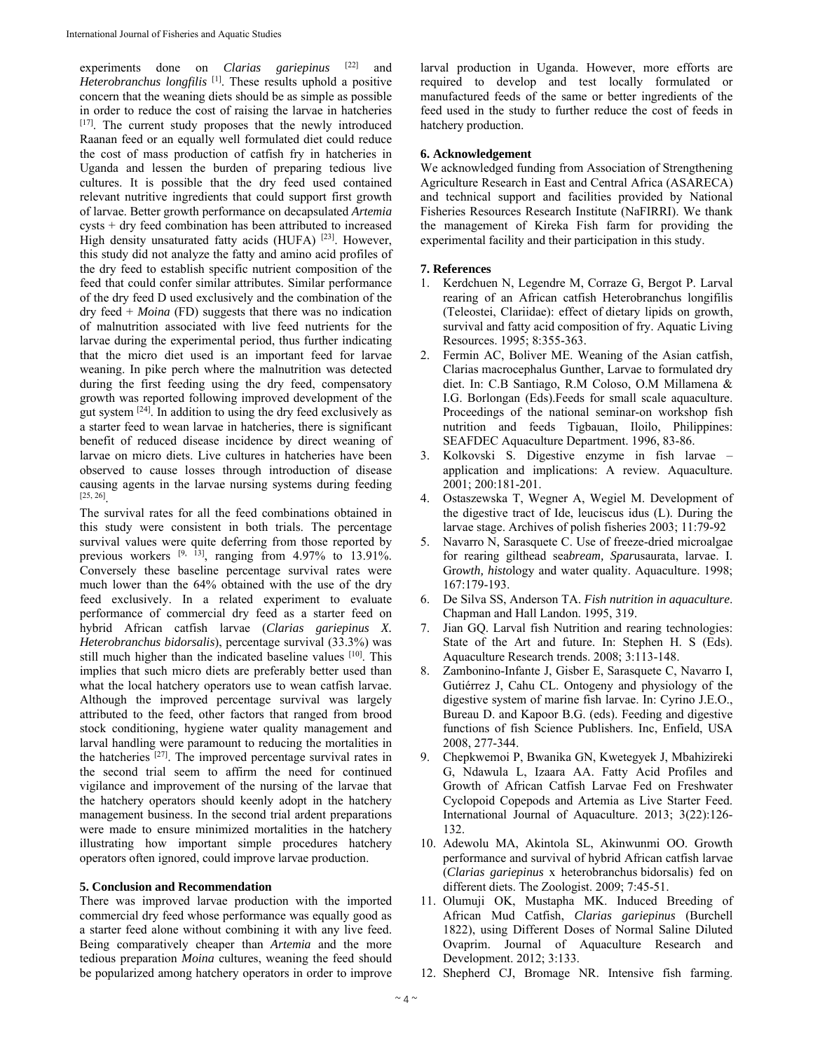experiments done on *Clarias gariepinus* [22] and *Heterobranchus longfilis* [1]. These results uphold a positive concern that the weaning diets should be as simple as possible in order to reduce the cost of raising the larvae in hatcheries [17]. The current study proposes that the newly introduced Raanan feed or an equally well formulated diet could reduce the cost of mass production of catfish fry in hatcheries in Uganda and lessen the burden of preparing tedious live cultures. It is possible that the dry feed used contained relevant nutritive ingredients that could support first growth of larvae. Better growth performance on decapsulated *Artemia* cysts + dry feed combination has been attributed to increased High density unsaturated fatty acids (HUFA) [23]. However, this study did not analyze the fatty and amino acid profiles of the dry feed to establish specific nutrient composition of the feed that could confer similar attributes. Similar performance of the dry feed D used exclusively and the combination of the dry feed + *Moina* (FD) suggests that there was no indication of malnutrition associated with live feed nutrients for the larvae during the experimental period, thus further indicating that the micro diet used is an important feed for larvae weaning. In pike perch where the malnutrition was detected during the first feeding using the dry feed, compensatory growth was reported following improved development of the gut system [24]. In addition to using the dry feed exclusively as a starter feed to wean larvae in hatcheries, there is significant benefit of reduced disease incidence by direct weaning of larvae on micro diets. Live cultures in hatcheries have been observed to cause losses through introduction of disease causing agents in the larvae nursing systems during feeding [25, 26].

The survival rates for all the feed combinations obtained in this study were consistent in both trials. The percentage survival values were quite deferring from those reported by previous workers [9, 13], ranging from 4.97% to 13.91%. Conversely these baseline percentage survival rates were much lower than the 64% obtained with the use of the dry feed exclusively. In a related experiment to evaluate performance of commercial dry feed as a starter feed on hybrid African catfish larvae (*Clarias gariepinus X. Heterobranchus bidorsalis*), percentage survival (33.3%) was still much higher than the indicated baseline values [10]. This implies that such micro diets are preferably better used than what the local hatchery operators use to wean catfish larvae. Although the improved percentage survival was largely attributed to the feed, other factors that ranged from brood stock conditioning, hygiene water quality management and larval handling were paramount to reducing the mortalities in the hatcheries [27]. The improved percentage survival rates in the second trial seem to affirm the need for continued vigilance and improvement of the nursing of the larvae that the hatchery operators should keenly adopt in the hatchery management business. In the second trial ardent preparations were made to ensure minimized mortalities in the hatchery illustrating how important simple procedures hatchery operators often ignored, could improve larvae production.

## 5. Conclusion and Recommendation

There was improved larvae production with the imported commercial dry feed whose performance was equally good as a starter feed alone without combining it with any live feed. Being comparatively cheaper than *Artemia* and the more tedious preparation *Moina* cultures, weaning the feed should be popularized among hatchery operators in order to improve larval production in Uganda. However, more efforts are required to develop and test locally formulated or manufactured feeds of the same or better ingredients of the feed used in the study to further reduce the cost of feeds in hatchery production.

## 6. Acknowledgement

We acknowledged funding from Association of Strengthening Agriculture Research in East and Central Africa (ASARECA) and technical support and facilities provided by National Fisheries Resources Research Institute (NaFIRRI). We thank the management of Kireka Fish farm for providing the experimental facility and their participation in this study.

## 7. References

1. Kerdchuen N, Legendre M, Corraze G, Bergot P. Larval rearing of an African catfish Heterobranchus longifilis (Teleostei, Clariidae): effect of dietary lipids on growth, survival and fatty acid composition of fry. Aquatic Living Resources. 1995; 8:355-363.
2. Fermin AC, Boliver ME. Weaning of the Asian catfish, Clarias macrocephalus Gunther, Larvae to formulated dry diet. In: C.B Santiago, R.M Coloso, O.M Millamena & I.G. Borlongan (Eds).Feeds for small scale aquaculture. Proceedings of the national seminar-on workshop fish nutrition and feeds Tigbauan, Iloilo, Philippines: SEAFDEC Aquaculture Department. 1996, 83-86.
3. Kolkovski S. Digestive enzyme in fish larvae – application and implications: A review. Aquaculture. 2001; 200:181-201.
4. Ostaszewska T, Wegner A, Wegiel M. Development of the digestive tract of Ide, leuciscus idus (L). During the larvae stage. Archives of polish fisheries 2003; 11:79-92
5. Navarro N, Sarasquete C. Use of freeze-dried microalgae for rearing gilthead sea*bream, Spar*usaurata, larvae. I. Gr*owth, histo*logy and water quality. Aquaculture. 1998; 167:179-193.
6. De Silva SS, Anderson TA. *Fish nutrition in aquaculture*. Chapman and Hall Landon. 1995, 319.
7. Jian GQ. Larval fish Nutrition and rearing technologies: State of the Art and future. In: Stephen H. S (Eds). Aquaculture Research trends. 2008; 3:113-148.
8. Zambonino-Infante J, Gisber E, Sarasquete C, Navarro I, Gutiérrez J, Cahu CL. Ontogeny and physiology of the digestive system of marine fish larvae. In: Cyrino J.E.O., Bureau D. and Kapoor B.G. (eds). Feeding and digestive functions of fish Science Publishers. Inc, Enfield, USA 2008, 277-344.
9. Chepkwemoi P, Bwanika GN, Kwetegyek J, Mbahizireki G, Ndawula L, Izaara AA. Fatty Acid Profiles and Growth of African Catfish Larvae Fed on Freshwater Cyclopoid Copepods and Artemia as Live Starter Feed. International Journal of Aquaculture. 2013; 3(22):126-132.
10. Adewolu MA, Akintola SL, Akinwunmi OO. Growth performance and survival of hybrid African catfish larvae (*Clarias gariepinus* x heterobranchus bidorsalis) fed on different diets. The Zoologist. 2009; 7:45-51.
11. Olumuji OK, Mustapha MK. Induced Breeding of African Mud Catfish, *Clarias gariepinus* (Burchell 1822), using Different Doses of Normal Saline Diluted Ovaprim. Journal of Aquaculture Research and Development. 2012; 3:133.
12. Shepherd CJ, Bromage NR. Intensive fish farming.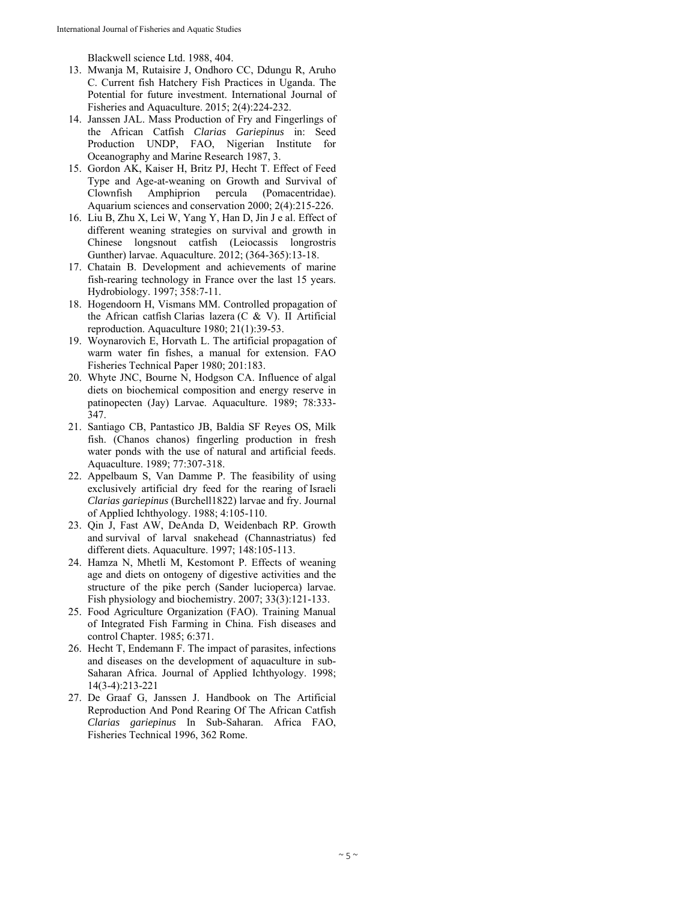Blackwell science Ltd. 1988, 404.

13. Mwanja M, Rutaisire J, Ondhoro CC, Ddungu R, Aruho C. Current fish Hatchery Fish Practices in Uganda. The Potential for future investment. International Journal of Fisheries and Aquaculture. 2015; 2(4):224-232.
14. Janssen JAL. Mass Production of Fry and Fingerlings of the African Catfish *Clarias Gariepinus* in: Seed Production UNDP, FAO, Nigerian Institute for Oceanography and Marine Research 1987, 3.
15. Gordon AK, Kaiser H, Britz PJ, Hecht T. Effect of Feed Type and Age-at-weaning on Growth and Survival of Clownfish Amphiprion percula (Pomacentridae). Aquarium sciences and conservation 2000; 2(4):215-226.
16. Liu B, Zhu X, Lei W, Yang Y, Han D, Jin J e al. Effect of different weaning strategies on survival and growth in Chinese longsnout catfish (Leiocassis longrostris Gunther) larvae. Aquaculture. 2012; (364-365):13-18.
17. Chatain B. Development and achievements of marine fish-rearing technology in France over the last 15 years. Hydrobiology. 1997; 358:7-11.
18. Hogendoorn H, Vismans MM. Controlled propagation of the African catfish Clarias lazera (C & V). II Artificial reproduction. Aquaculture 1980; 21(1):39-53.
19. Woynarovich E, Horvath L. The artificial propagation of warm water fin fishes, a manual for extension. FAO Fisheries Technical Paper 1980; 201:183.
20. Whyte JNC, Bourne N, Hodgson CA. Influence of algal diets on biochemical composition and energy reserve in patinopecten (Jay) Larvae. Aquaculture. 1989; 78:333-347.
21. Santiago CB, Pantastico JB, Baldia SF Reyes OS, Milk fish. (Chanos chanos) fingerling production in fresh water ponds with the use of natural and artificial feeds. Aquaculture. 1989; 77:307-318.
22. Appelbaum S, Van Damme P. The feasibility of using exclusively artificial dry feed for the rearing of Israeli *Clarias gariepinus* (Burchell1822) larvae and fry. Journal of Applied Ichthyology. 1988; 4:105-110.
23. Qin J, Fast AW, DeAnda D, Weidenbach RP. Growth and survival of larval snakehead (Channastriatus) fed different diets. Aquaculture. 1997; 148:105-113.
24. Hamza N, Mhetli M, Kestomont P. Effects of weaning age and diets on ontogeny of digestive activities and the structure of the pike perch (Sander lucioperca) larvae. Fish physiology and biochemistry. 2007; 33(3):121-133.
25. Food Agriculture Organization (FAO). Training Manual of Integrated Fish Farming in China. Fish diseases and control Chapter. 1985; 6:371.
26. Hecht T, Endemann F. The impact of parasites, infections and diseases on the development of aquaculture in sub-Saharan Africa. Journal of Applied Ichthyology. 1998; 14(3-4):213-221
27. De Graaf G, Janssen J. Handbook on The Artificial Reproduction And Pond Rearing Of The African Catfish *Clarias gariepinus* In Sub-Saharan. Africa FAO, Fisheries Technical 1996, 362 Rome.